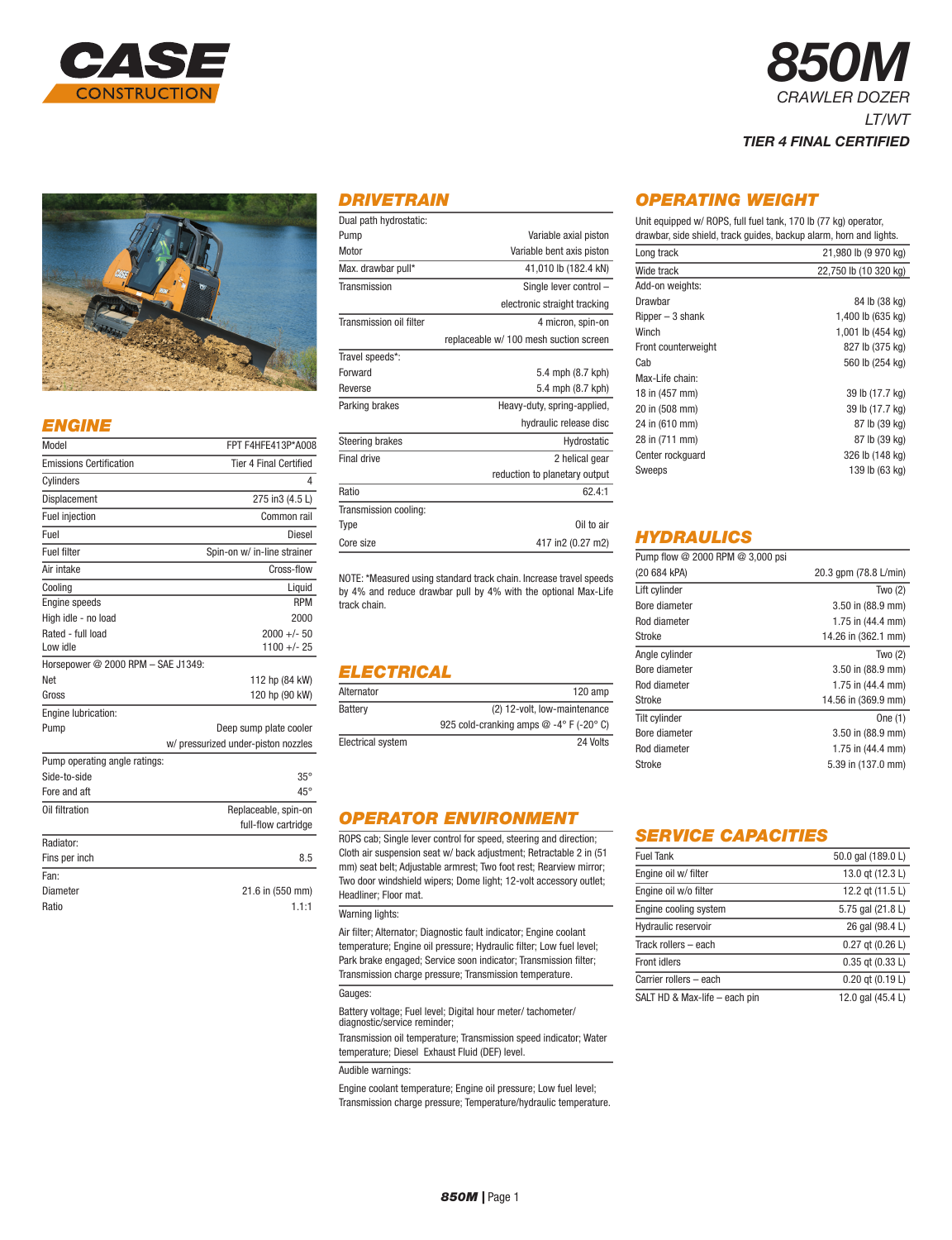# CASE CONSTRUCTION

# 850M

*CRAWLER DOZER*

*LT/WT*

***TIER 4 FINAL CERTIFIED***

## ENGINE

| | |
|---|---|
| Model | FPT F4HFE413P*A008 |
| Emissions Certification | Tier 4 Final Certified |
| Cylinders | 4 |
| Displacement | 275 in3 (4.5 L) |
| Fuel injection | Common rail |
| Fuel | Diesel |
| Fuel filter | Spin-on w/ in-line strainer |
| Air intake | Cross-flow |
| Cooling | Liquid |
| Engine speeds | RPM |
| High idle - no load | 2000 |
| Rated - full load | 2000 +/- 50 |
| Low idle | 1100 +/- 25 |
| Horsepower @ 2000 RPM – SAE J1349: | |
| Net | 112 hp (84 kW) |
| Gross | 120 hp (90 kW) |
| Engine lubrication: | |
| Pump | Deep sump plate cooler w/ pressurized under-piston nozzles |
| Pump operating angle ratings: | |
| Side-to-side | 35° |
| Fore and aft | 45° |
| Oil filtration | Replaceable, spin-on full-flow cartridge |
| Radiator: | |
| Fins per inch | 8.5 |
| Fan: | |
| Diameter | 21.6 in (550 mm) |
| Ratio | 1.1:1 |

## DRIVETRAIN

| | |
|---|---|
| Dual path hydrostatic: | |
| Pump | Variable axial piston |
| Motor | Variable bent axis piston |
| Max. drawbar pull* | 41,010 lb (182.4 kN) |
| Transmission | Single lever control – electronic straight tracking |
| Transmission oil filter | 4 micron, spin-on replaceable w/ 100 mesh suction screen |
| Travel speeds*: | |
| Forward | 5.4 mph (8.7 kph) |
| Reverse | 5.4 mph (8.7 kph) |
| Parking brakes | Heavy-duty, spring-applied, hydraulic release disc |
| Steering brakes | Hydrostatic |
| Final drive | 2 helical gear reduction to planetary output |
| Ratio | 62.4:1 |
| Transmission cooling: | |
| Type | Oil to air |
| Core size | 417 in2 (0.27 m2) |

NOTE: *Measured using standard track chain. Increase travel speeds by 4% and reduce drawbar pull by 4% with the optional Max-Life track chain.

## ELECTRICAL

| | |
|---|---|
| Alternator | 120 amp |
| Battery | (2) 12-volt, low-maintenance 925 cold-cranking amps @ -4° F (-20° C) |
| Electrical system | 24 Volts |

## OPERATOR ENVIRONMENT

ROPS cab; Single lever control for speed, steering and direction; Cloth air suspension seat w/ back adjustment; Retractable 2 in (51 mm) seat belt; Adjustable armrest; Two foot rest; Rearview mirror; Two door windshield wipers; Dome light; 12-volt accessory outlet; Headliner; Floor mat.

Warning lights:

Air filter; Alternator; Diagnostic fault indicator; Engine coolant temperature; Engine oil pressure; Hydraulic filter; Low fuel level; Park brake engaged; Service soon indicator; Transmission filter; Transmission charge pressure; Transmission temperature.

Gauges:

Battery voltage; Fuel level; Digital hour meter/ tachometer/ diagnostic/service reminder;

Transmission oil temperature; Transmission speed indicator; Water temperature; Diesel Exhaust Fluid (DEF) level.

Audible warnings:

Engine coolant temperature; Engine oil pressure; Low fuel level; Transmission charge pressure; Temperature/hydraulic temperature.

## OPERATING WEIGHT

Unit equipped w/ ROPS, full fuel tank, 170 lb (77 kg) operator, drawbar, side shield, track guides, backup alarm, horn and lights.

| | |
|---|---|
| Long track | 21,980 lb (9 970 kg) |
| Wide track | 22,750 lb (10 320 kg) |
| Add-on weights: | |
| Drawbar | 84 lb (38 kg) |
| Ripper – 3 shank | 1,400 lb (635 kg) |
| Winch | 1,001 lb (454 kg) |
| Front counterweight | 827 lb (375 kg) |
| Cab | 560 lb (254 kg) |
| Max-Life chain: | |
| 18 in (457 mm) | 39 lb (17.7 kg) |
| 20 in (508 mm) | 39 lb (17.7 kg) |
| 24 in (610 mm) | 87 lb (39 kg) |
| 28 in (711 mm) | 87 lb (39 kg) |
| Center rockguard | 326 lb (148 kg) |
| Sweeps | 139 lb (63 kg) |

## HYDRAULICS

| | |
|---|---|
| Pump flow @ 2000 RPM @ 3,000 psi (20 684 kPA) | 20.3 gpm (78.8 L/min) |
| Lift cylinder | Two (2) |
| Bore diameter | 3.50 in (88.9 mm) |
| Rod diameter | 1.75 in (44.4 mm) |
| Stroke | 14.26 in (362.1 mm) |
| Angle cylinder | Two (2) |
| Bore diameter | 3.50 in (88.9 mm) |
| Rod diameter | 1.75 in (44.4 mm) |
| Stroke | 14.56 in (369.9 mm) |
| Tilt cylinder | One (1) |
| Bore diameter | 3.50 in (88.9 mm) |
| Rod diameter | 1.75 in (44.4 mm) |
| Stroke | 5.39 in (137.0 mm) |

## SERVICE CAPACITIES

| | |
|---|---|
| Fuel Tank | 50.0 gal (189.0 L) |
| Engine oil w/ filter | 13.0 qt (12.3 L) |
| Engine oil w/o filter | 12.2 qt (11.5 L) |
| Engine cooling system | 5.75 gal (21.8 L) |
| Hydraulic reservoir | 26 gal (98.4 L) |
| Track rollers – each | 0.27 qt (0.26 L) |
| Front idlers | 0.35 qt (0.33 L) |
| Carrier rollers – each | 0.20 qt (0.19 L) |
| SALT HD & Max-life – each pin | 12.0 gal (45.4 L) |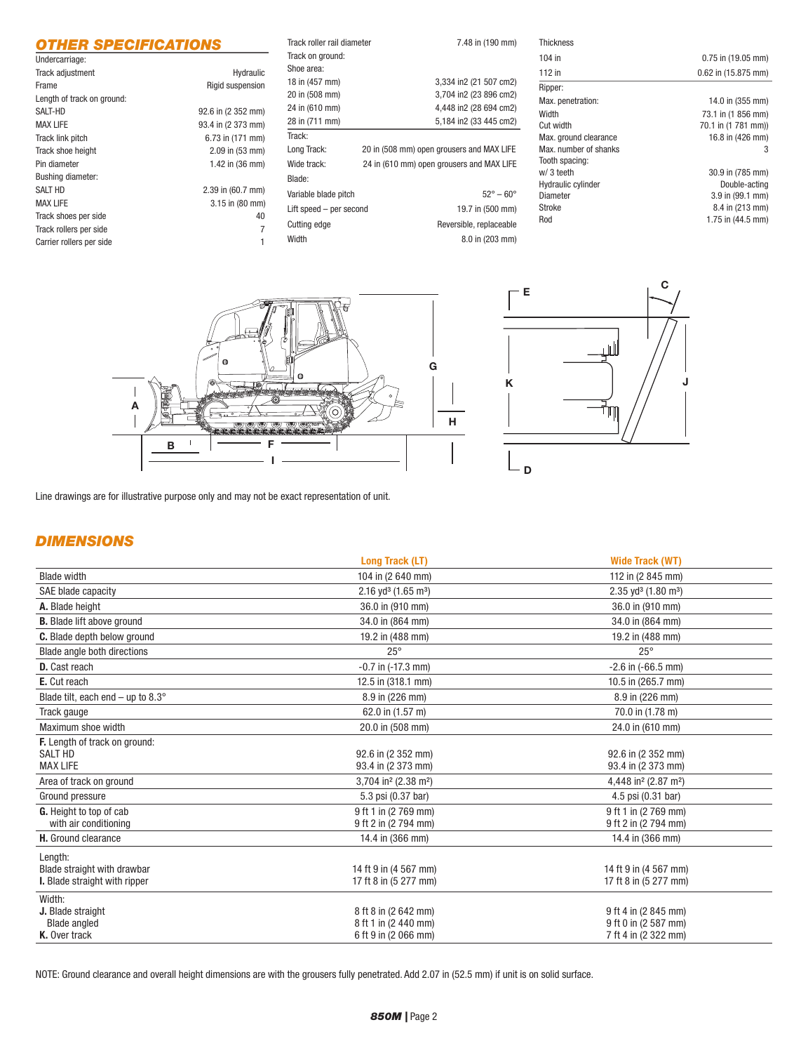## OTHER SPECIFICATIONS

| Undercarriage: | |
|---|---|
| Track adjustment | Hydraulic |
| Frame | Rigid suspension |
| Length of track on ground: | |
| SALT-HD | 92.6 in (2 352 mm) |
| MAX LIFE | 93.4 in (2 373 mm) |
| Track link pitch | 6.73 in (171 mm) |
| Track shoe height | 2.09 in (53 mm) |
| Pin diameter | 1.42 in (36 mm) |
| Bushing diameter: | |
| SALT HD | 2.39 in (60.7 mm) |
| MAX LIFE | 3.15 in (80 mm) |
| Track shoes per side | 40 |
| Track rollers per side | 7 |
| Carrier rollers per side | 1 |
| Track roller rail diameter | 7.48 in (190 mm) |
| Track on ground: | |
| Shoe area: | |
| 18 in (457 mm) | 3,334 in2 (21 507 cm2) |
| 20 in (508 mm) | 3,704 in2 (23 896 cm2) |
| 24 in (610 mm) | 4,448 in2 (28 694 cm2) |
| 28 in (711 mm) | 5,184 in2 (33 445 cm2) |
| Track: | |
| Long Track: | 20 in (508 mm) open grousers and MAX LIFE |
| Wide track: | 24 in (610 mm) open grousers and MAX LIFE |
| Blade: | |
| Variable blade pitch | 52° – 60° |
| Lift speed – per second | 19.7 in (500 mm) |
| Cutting edge | Reversible, replaceable |
| Width | 8.0 in (203 mm) |
| Thickness | |
| 104 in | 0.75 in (19.05 mm) |
| 112 in | 0.62 in (15.875 mm) |
| Ripper: | |
| Max. penetration: | 14.0 in (355 mm) |
| Width | 73.1 in (1 856 mm) |
| Cut width | 70.1 in (1 781 mm)) |
| Max. ground clearance | 16.8 in (426 mm) |
| Max. number of shanks | 3 |
| Tooth spacing: | |
| w/ 3 teeth | 30.9 in (785 mm) |
| Hydraulic cylinder | Double-acting |
| Diameter | 3.9 in (99.1 mm) |
| Stroke | 8.4 in (213 mm) |
| Rod | 1.75 in (44.5 mm) |

Line drawings are for illustrative purpose only and may not be exact representation of unit.

## DIMENSIONS

| | Long Track (LT) | Wide Track (WT) |
|---|---|---|
| Blade width | 104 in (2 640 mm) | 112 in (2 845 mm) |
| SAE blade capacity | 2.16 yd³ (1.65 m³) | 2.35 yd³ (1.80 m³) |
| **A.** Blade height | 36.0 in (910 mm) | 36.0 in (910 mm) |
| **B.** Blade lift above ground | 34.0 in (864 mm) | 34.0 in (864 mm) |
| **C.** Blade depth below ground | 19.2 in (488 mm) | 19.2 in (488 mm) |
| Blade angle both directions | 25° | 25° |
| **D.** Cast reach | -0.7 in (-17.3 mm) | -2.6 in (-66.5 mm) |
| **E.** Cut reach | 12.5 in (318.1 mm) | 10.5 in (265.7 mm) |
| Blade tilt, each end – up to 8.3° | 8.9 in (226 mm) | 8.9 in (226 mm) |
| Track gauge | 62.0 in (1.57 m) | 70.0 in (1.78 m) |
| Maximum shoe width | 20.0 in (508 mm) | 24.0 in (610 mm) |
| **F.** Length of track on ground: | | |
| SALT HD | 92.6 in (2 352 mm) | 92.6 in (2 352 mm) |
| MAX LIFE | 93.4 in (2 373 mm) | 93.4 in (2 373 mm) |
| Area of track on ground | 3,704 in² (2.38 m²) | 4,448 in² (2.87 m²) |
| Ground pressure | 5.3 psi (0.37 bar) | 4.5 psi (0.31 bar) |
| **G.** Height to top of cab | 9 ft 1 in (2 769 mm) | 9 ft 1 in (2 769 mm) |
| with air conditioning | 9 ft 2 in (2 794 mm) | 9 ft 2 in (2 794 mm) |
| **H.** Ground clearance | 14.4 in (366 mm) | 14.4 in (366 mm) |
| Length: | | |
| Blade straight with drawbar | 14 ft 9 in (4 567 mm) | 14 ft 9 in (4 567 mm) |
| **I.** Blade straight with ripper | 17 ft 8 in (5 277 mm) | 17 ft 8 in (5 277 mm) |
| Width: | | |
| **J.** Blade straight | 8 ft 8 in (2 642 mm) | 9 ft 4 in (2 845 mm) |
| Blade angled | 8 ft 1 in (2 440 mm) | 9 ft 0 in (2 587 mm) |
| **K.** Over track | 6 ft 9 in (2 066 mm) | 7 ft 4 in (2 322 mm) |

NOTE: Ground clearance and overall height dimensions are with the grousers fully penetrated. Add 2.07 in (52.5 mm) if unit is on solid surface.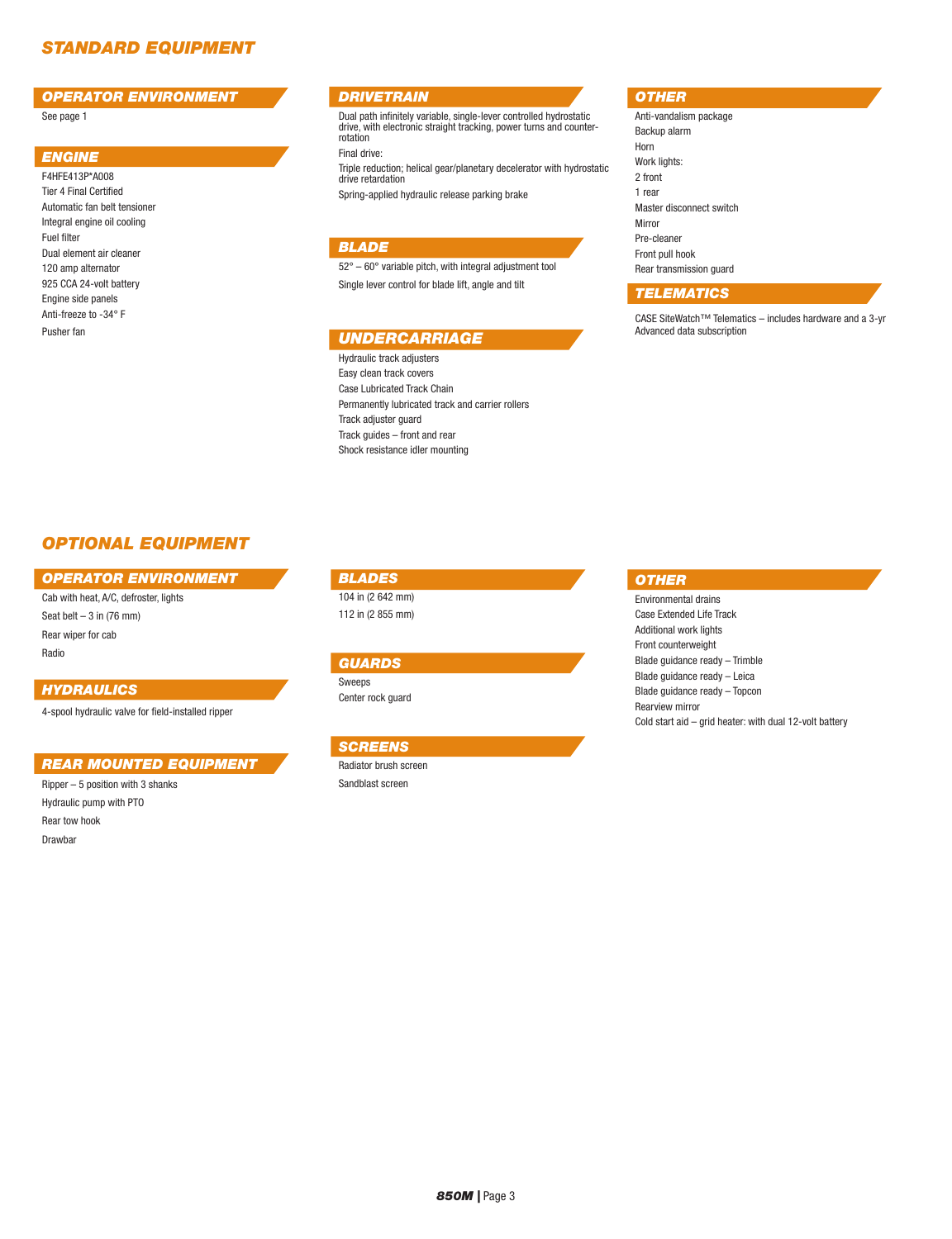## STANDARD EQUIPMENT

### OPERATOR ENVIRONMENT

See page 1

### ENGINE

F4HFE413P*A008
Tier 4 Final Certified
Automatic fan belt tensioner
Integral engine oil cooling
Fuel filter
Dual element air cleaner
120 amp alternator
925 CCA 24-volt battery
Engine side panels
Anti-freeze to -34° F
Pusher fan

### DRIVETRAIN

Dual path infinitely variable, single-lever controlled hydrostatic drive, with electronic straight tracking, power turns and counter-rotation

Final drive:

Triple reduction; helical gear/planetary decelerator with hydrostatic drive retardation

Spring-applied hydraulic release parking brake

### BLADE

52° – 60° variable pitch, with integral adjustment tool

Single lever control for blade lift, angle and tilt

### UNDERCARRIAGE

Hydraulic track adjusters
Easy clean track covers
Case Lubricated Track Chain
Permanently lubricated track and carrier rollers
Track adjuster guard
Track guides – front and rear
Shock resistance idler mounting

### OTHER

Anti-vandalism package
Backup alarm
Horn
Work lights:
2 front
1 rear
Master disconnect switch
Mirror
Pre-cleaner
Front pull hook
Rear transmission guard

### TELEMATICS

CASE SiteWatch™ Telematics – includes hardware and a 3-yr Advanced data subscription

## OPTIONAL EQUIPMENT

### OPERATOR ENVIRONMENT

Cab with heat, A/C, defroster, lights
Seat belt – 3 in (76 mm)
Rear wiper for cab
Radio

### HYDRAULICS

4-spool hydraulic valve for field-installed ripper

### REAR MOUNTED EQUIPMENT

Ripper – 5 position with 3 shanks
Hydraulic pump with PTO
Rear tow hook
Drawbar

### BLADES

104 in (2 642 mm)
112 in (2 855 mm)

### GUARDS

Sweeps
Center rock guard

### SCREENS

Radiator brush screen
Sandblast screen

### OTHER

Environmental drains
Case Extended Life Track
Additional work lights
Front counterweight
Blade guidance ready – Trimble
Blade guidance ready – Leica
Blade guidance ready – Topcon
Rearview mirror
Cold start aid – grid heater: with dual 12-volt battery